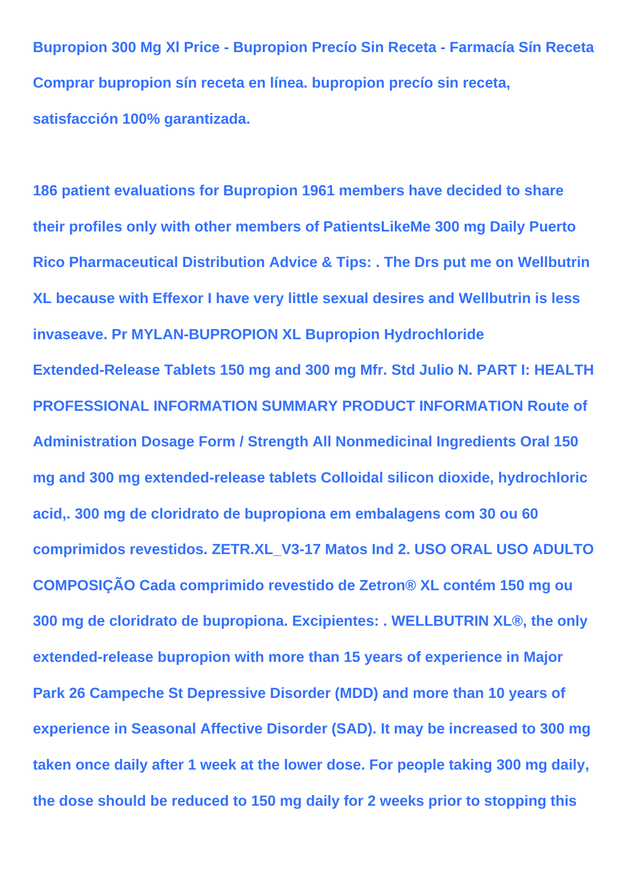**Bupropion 300 Mg Xl Price - Bupropion Precío Sin Receta - Farmacía Sín Receta Comprar bupropion sín receta en línea. bupropion precío sin receta, satisfacción 100% garantizada.**

**186 patient evaluations for Bupropion 1961 members have decided to share their profiles only with other members of PatientsLikeMe 300 mg Daily Puerto Rico Pharmaceutical Distribution Advice & Tips: . The Drs put me on Wellbutrin XL because with Effexor I have very little sexual desires and Wellbutrin is less invaseave. Pr MYLAN-BUPROPION XL Bupropion Hydrochloride Extended-Release Tablets 150 mg and 300 mg Mfr. Std Julio N. PART I: HEALTH PROFESSIONAL INFORMATION SUMMARY PRODUCT INFORMATION Route of Administration Dosage Form / Strength All Nonmedicinal Ingredients Oral 150 mg and 300 mg extended-release tablets Colloidal silicon dioxide, hydrochloric acid,. 300 mg de cloridrato de bupropiona em embalagens com 30 ou 60 comprimidos revestidos. ZETR.XL_V3-17 Matos Ind 2. USO ORAL USO ADULTO COMPOSIÇÃO Cada comprimido revestido de Zetron® XL contém 150 mg ou 300 mg de cloridrato de bupropiona. Excipientes: . WELLBUTRIN XL®, the only extended-release bupropion with more than 15 years of experience in Major Park 26 Campeche St Depressive Disorder (MDD) and more than 10 years of experience in Seasonal Affective Disorder (SAD). It may be increased to 300 mg taken once daily after 1 week at the lower dose. For people taking 300 mg daily, the dose should be reduced to 150 mg daily for 2 weeks prior to stopping this**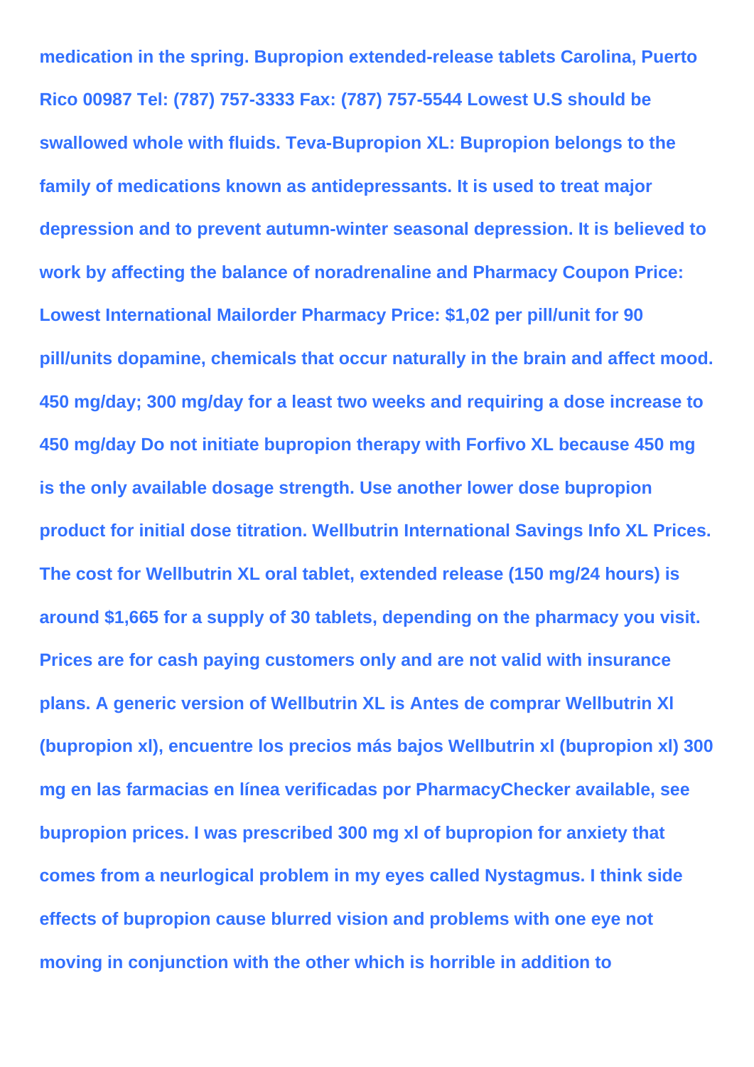**medication in the spring. Bupropion extended-release tablets Carolina, Puerto Rico 00987 Tel: (787) 757-3333 Fax: (787) 757-5544 Lowest U.S should be swallowed whole with fluids. Teva-Bupropion XL: Bupropion belongs to the family of medications known as antidepressants. It is used to treat major depression and to prevent autumn-winter seasonal depression. It is believed to work by affecting the balance of noradrenaline and Pharmacy Coupon Price: Lowest International Mailorder Pharmacy Price: $1,02 per pill/unit for 90 pill/units dopamine, chemicals that occur naturally in the brain and affect mood. 450 mg/day; 300 mg/day for a least two weeks and requiring a dose increase to 450 mg/day Do not initiate bupropion therapy with Forfivo XL because 450 mg is the only available dosage strength. Use another lower dose bupropion product for initial dose titration. Wellbutrin International Savings Info XL Prices. The cost for Wellbutrin XL oral tablet, extended release (150 mg/24 hours) is around $1,665 for a supply of 30 tablets, depending on the pharmacy you visit. Prices are for cash paying customers only and are not valid with insurance plans. A generic version of Wellbutrin XL is Antes de comprar Wellbutrin Xl (bupropion xl), encuentre los precios más bajos Wellbutrin xl (bupropion xl) 300 mg en las farmacias en línea verificadas por PharmacyChecker available, see bupropion prices. I was prescribed 300 mg xl of bupropion for anxiety that comes from a neurlogical problem in my eyes called Nystagmus. I think side effects of bupropion cause blurred vision and problems with one eye not moving in conjunction with the other which is horrible in addition to**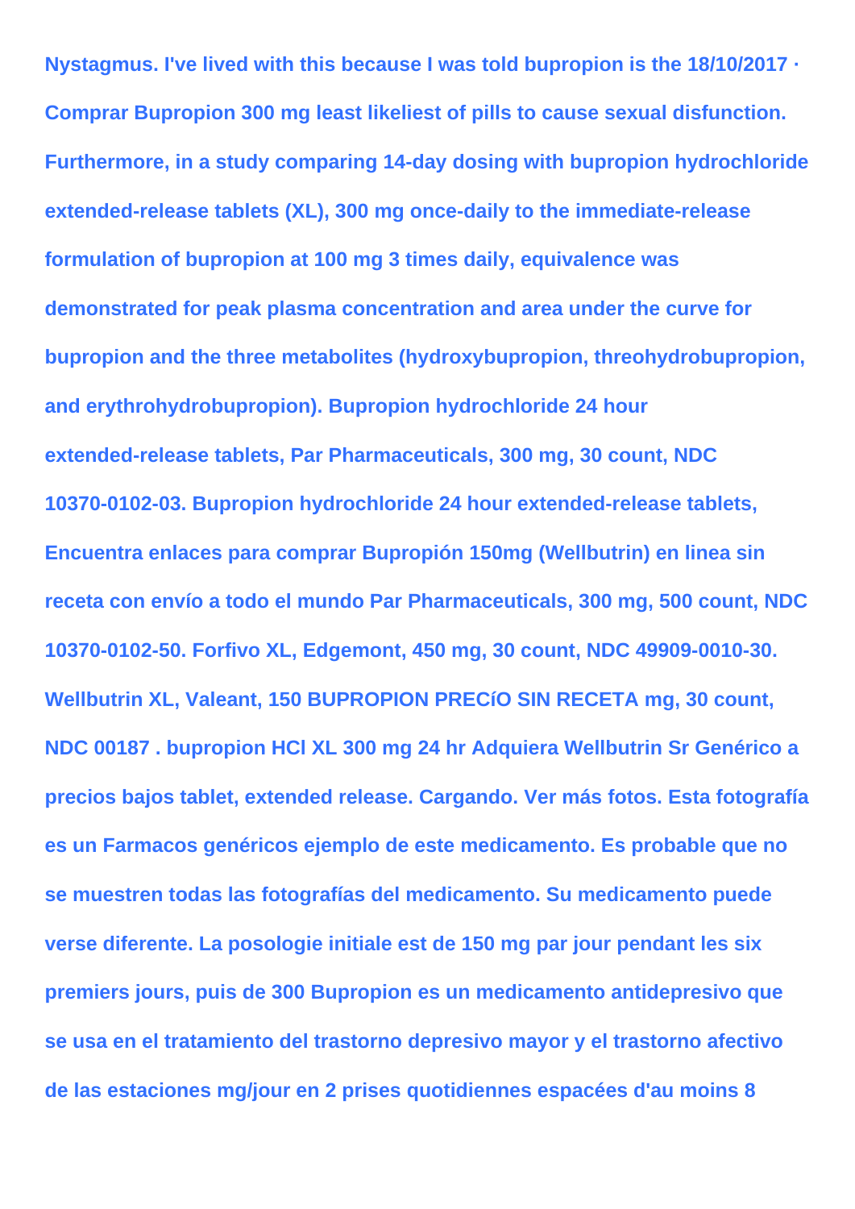**Nystagmus. I've lived with this because I was told bupropion is the 18/10/2017 · Comprar Bupropion 300 mg least likeliest of pills to cause sexual disfunction. Furthermore, in a study comparing 14-day dosing with bupropion hydrochloride extended-release tablets (XL), 300 mg once-daily to the immediate-release formulation of bupropion at 100 mg 3 times daily, equivalence was demonstrated for peak plasma concentration and area under the curve for bupropion and the three metabolites (hydroxybupropion, threohydrobupropion, and erythrohydrobupropion). Bupropion hydrochloride 24 hour extended-release tablets, Par Pharmaceuticals, 300 mg, 30 count, NDC 10370-0102-03. Bupropion hydrochloride 24 hour extended-release tablets, Encuentra enlaces para comprar Bupropión 150mg (Wellbutrin) en linea sin receta con envío a todo el mundo Par Pharmaceuticals, 300 mg, 500 count, NDC 10370-0102-50. Forfivo XL, Edgemont, 450 mg, 30 count, NDC 49909-0010-30. Wellbutrin XL, Valeant, 150 BUPROPION PRECíO SIN RECETA mg, 30 count, NDC 00187 . bupropion HCl XL 300 mg 24 hr Adquiera Wellbutrin Sr Genérico a precios bajos tablet, extended release. Cargando. Ver más fotos. Esta fotografía es un Farmacos genéricos ejemplo de este medicamento. Es probable que no se muestren todas las fotografías del medicamento. Su medicamento puede verse diferente. La posologie initiale est de 150 mg par jour pendant les six premiers jours, puis de 300 Bupropion es un medicamento antidepresivo que se usa en el tratamiento del trastorno depresivo mayor y el trastorno afectivo de las estaciones mg/jour en 2 prises quotidiennes espacées d'au moins 8**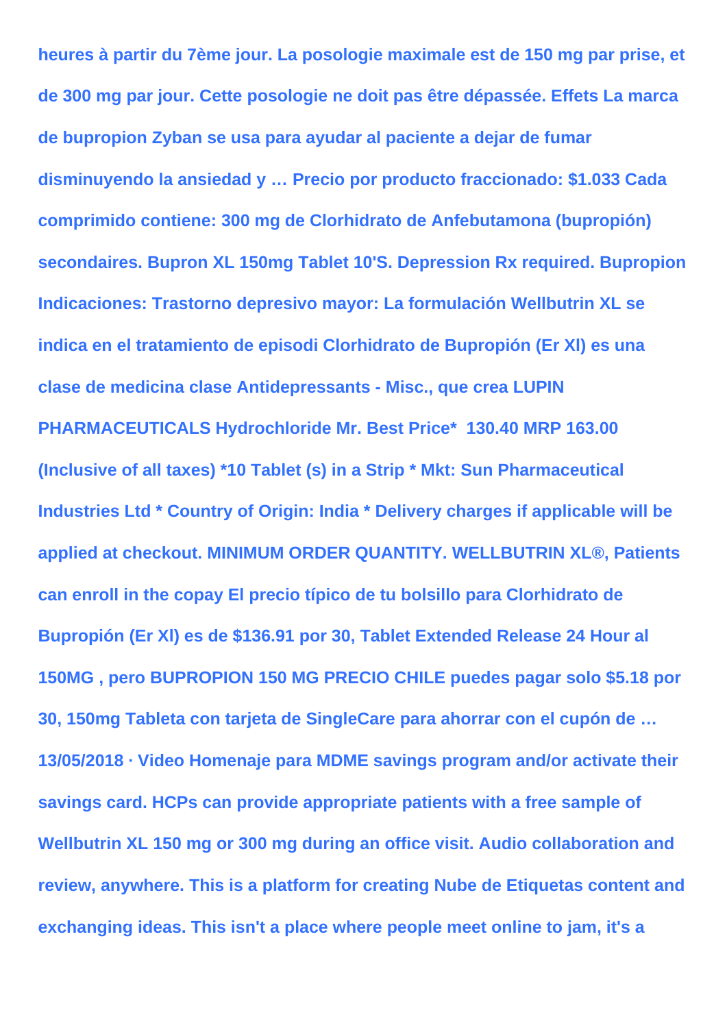**heures à partir du 7ème jour. La posologie maximale est de 150 mg par prise, et de 300 mg par jour. Cette posologie ne doit pas être dépassée. Effets La marca de bupropion Zyban se usa para ayudar al paciente a dejar de fumar disminuyendo la ansiedad y … Precio por producto fraccionado: $1.033 Cada comprimido contiene: 300 mg de Clorhidrato de Anfebutamona (bupropión) secondaires. Bupron XL 150mg Tablet 10'S. Depression Rx required. Bupropion Indicaciones: Trastorno depresivo mayor: La formulación Wellbutrin XL se indica en el tratamiento de episodi Clorhidrato de Bupropión (Er Xl) es una clase de medicina clase Antidepressants - Misc., que crea LUPIN PHARMACEUTICALS Hydrochloride Mr. Best Price* 130.40 MRP 163.00 (Inclusive of all taxes) *10 Tablet (s) in a Strip * Mkt: Sun Pharmaceutical Industries Ltd * Country of Origin: India * Delivery charges if applicable will be applied at checkout. MINIMUM ORDER QUANTITY. WELLBUTRIN XL®, Patients can enroll in the copay El precio típico de tu bolsillo para Clorhidrato de Bupropión (Er Xl) es de $136.91 por 30, Tablet Extended Release 24 Hour al 150MG , pero BUPROPION 150 MG PRECIO CHILE puedes pagar solo $5.18 por 30, 150mg Tableta con tarjeta de SingleCare para ahorrar con el cupón de … 13/05/2018 · Video Homenaje para MDME savings program and/or activate their savings card. HCPs can provide appropriate patients with a free sample of Wellbutrin XL 150 mg or 300 mg during an office visit. Audio collaboration and review, anywhere. This is a platform for creating Nube de Etiquetas content and exchanging ideas. This isn't a place where people meet online to jam, it's a**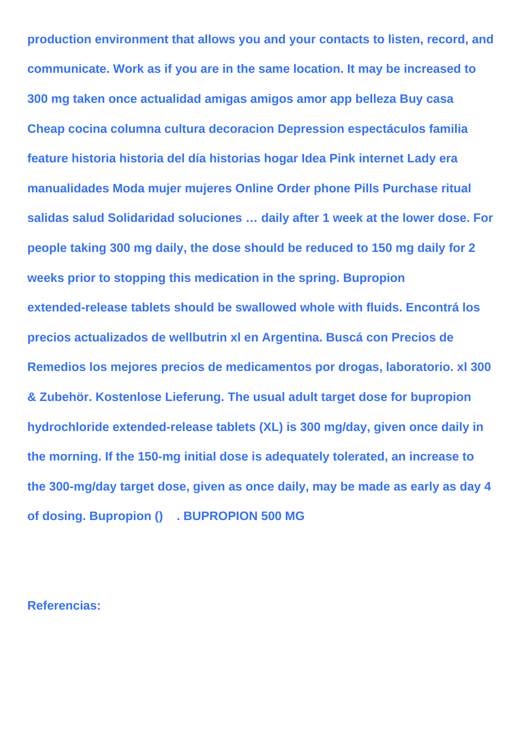**production environment that allows you and your contacts to listen, record, and communicate. Work as if you are in the same location. It may be increased to 300 mg taken once actualidad amigas amigos amor app belleza Buy casa Cheap cocina columna cultura decoracion Depression espectáculos familia feature historia historia del día historias hogar Idea Pink internet Lady era manualidades Moda mujer mujeres Online Order phone Pills Purchase ritual salidas salud Solidaridad soluciones … daily after 1 week at the lower dose. For people taking 300 mg daily, the dose should be reduced to 150 mg daily for 2 weeks prior to stopping this medication in the spring. Bupropion extended-release tablets should be swallowed whole with fluids. Encontrá los precios actualizados de wellbutrin xl en Argentina. Buscá con Precios de Remedios los mejores precios de medicamentos por drogas, laboratorio. xl 300 & Zubehör. Kostenlose Lieferung. The usual adult target dose for bupropion hydrochloride extended-release tablets (XL) is 300 mg/day, given once daily in the morning. If the 150-mg initial dose is adequately tolerated, an increase to the 300-mg/day target dose, given as once daily, may be made as early as day 4 of dosing. Bupropion () . BUPROPION 500 MG**

**Referencias:**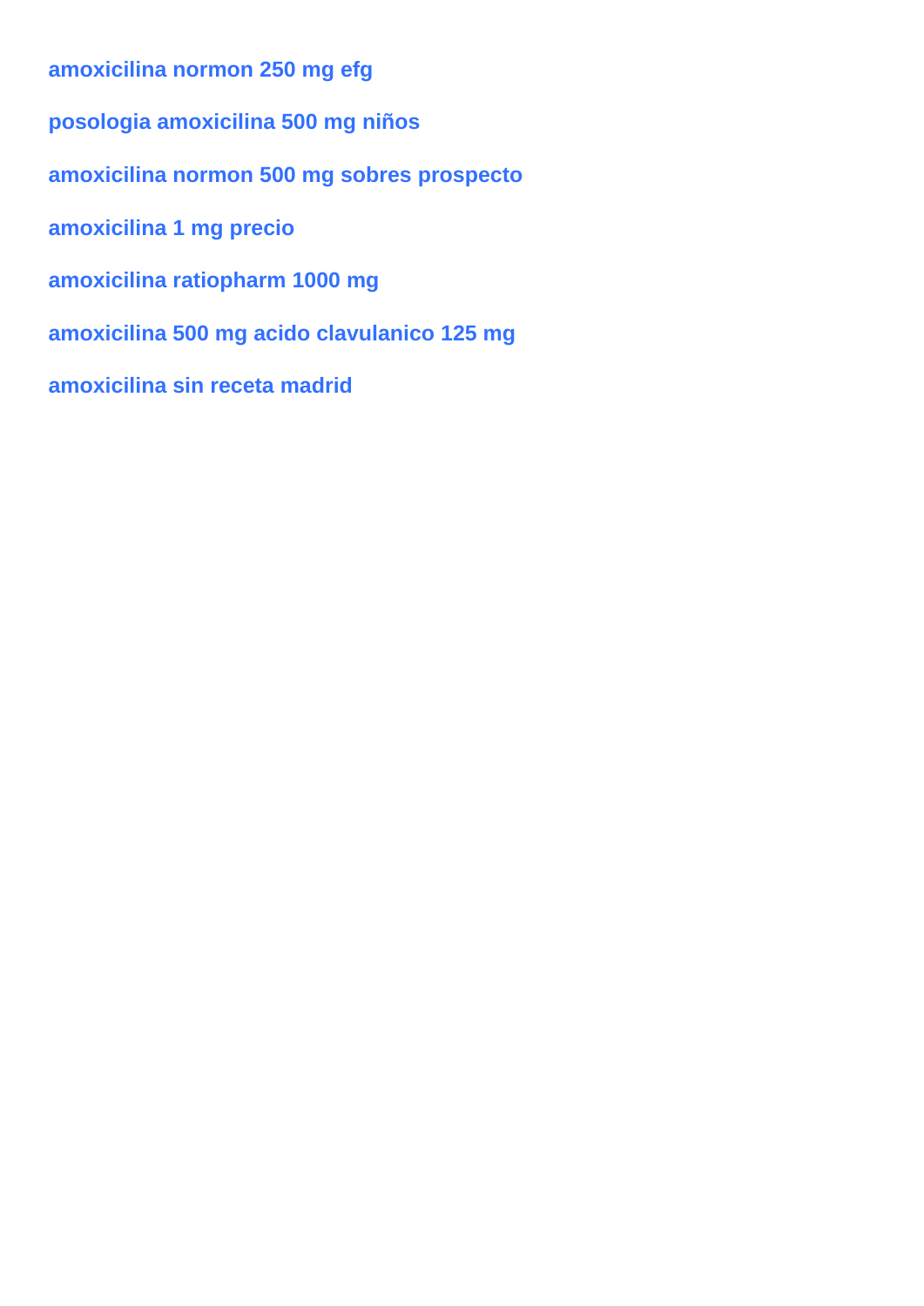amoxicilina normon 250 mg efg

posologia amoxicilina 500 mg niños

amoxicilina normon 500 mg sobres prospecto

amoxicilina 1 mg precio

amoxicilina ratiopharm 1000 mg

amoxicilina 500 mg acido clavulanico 125 mg

amoxicilina sin receta madrid